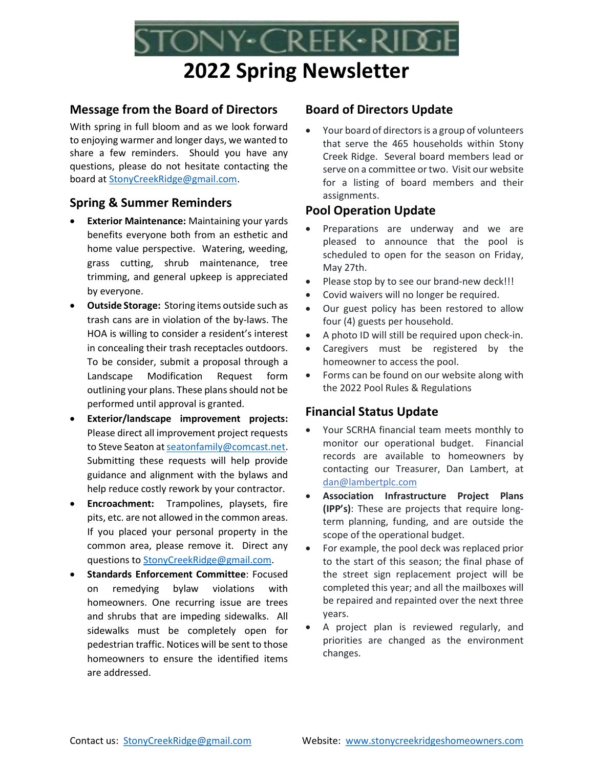# STONY-CREEK-RIDGE

# 2022 Spring Newsletter

## Message from the Board of Directors

With spring in full bloom and as we look forward to enjoying warmer and longer days, we wanted to share a few reminders. Should you have any questions, please do not hesitate contacting the board at StonyCreekRidge@gmail.com.

## Spring & Summer Reminders

- **Exterior Maintenance:** Maintaining your yards benefits everyone both from an esthetic and home value perspective. Watering, weeding, grass cutting, shrub maintenance, tree trimming, and general upkeep is appreciated by everyone.
- **Outside Storage:** Storing items outside such as trash cans are in violation of the by-laws. The HOA is willing to consider a resident's interest in concealing their trash receptacles outdoors. To be consider, submit a proposal through a Landscape Modification Request form outlining your plans. These plans should not be performed until approval is granted.
- **Exterior/landscape improvement projects:** Please direct all improvement project requests to Steve Seaton at seatonfamily@comcast.net. Submitting these requests will help provide guidance and alignment with the bylaws and help reduce costly rework by your contractor.
- **Encroachment:** Trampolines, playsets, fire pits, etc. are not allowed in the common areas. If you placed your personal property in the common area, please remove it. Direct any questions to StonyCreekRidge@gmail.com.
- **Standards Enforcement Committee**: Focused on remedying bylaw violations with homeowners. One recurring issue are trees and shrubs that are impeding sidewalks. All sidewalks must be completely open for pedestrian traffic. Notices will be sent to those homeowners to ensure the identified items are addressed.

## Board of Directors Update

- Your board of directors is a group of volunteers that serve the 465 households within Stony Creek Ridge. Several board members lead or serve on a committee or two. Visit our website for a listing of board members and their assignments.

## Pool Operation Update

- Preparations are underway and we are pleased to announce that the pool is scheduled to open for the season on Friday, May 27th.
- Please stop by to see our brand-new deck!!!
- Covid waivers will no longer be required.
- Our guest policy has been restored to allow four (4) guests per household.
- A photo ID will still be required upon check-in.
- Caregivers must be registered by the homeowner to access the pool.
- Forms can be found on our website along with the 2022 Pool Rules & Regulations

## Financial Status Update

- Your SCRHA financial team meets monthly to monitor our operational budget. Financial records are available to homeowners by contacting our Treasurer, Dan Lambert, at dan@lambertplc.com
- **Association Infrastructure Project Plans (IPP's)**: These are projects that require long-term planning, funding, and are outside the scope of the operational budget.
- For example, the pool deck was replaced prior to the start of this season; the final phase of the street sign replacement project will be completed this year; and all the mailboxes will be repaired and repainted over the next three years.
- A project plan is reviewed regularly, and priorities are changed as the environment changes.

Contact us: StonyCreekRidge@gmail.com

Website: www.stonycreekridgeshomeowners.com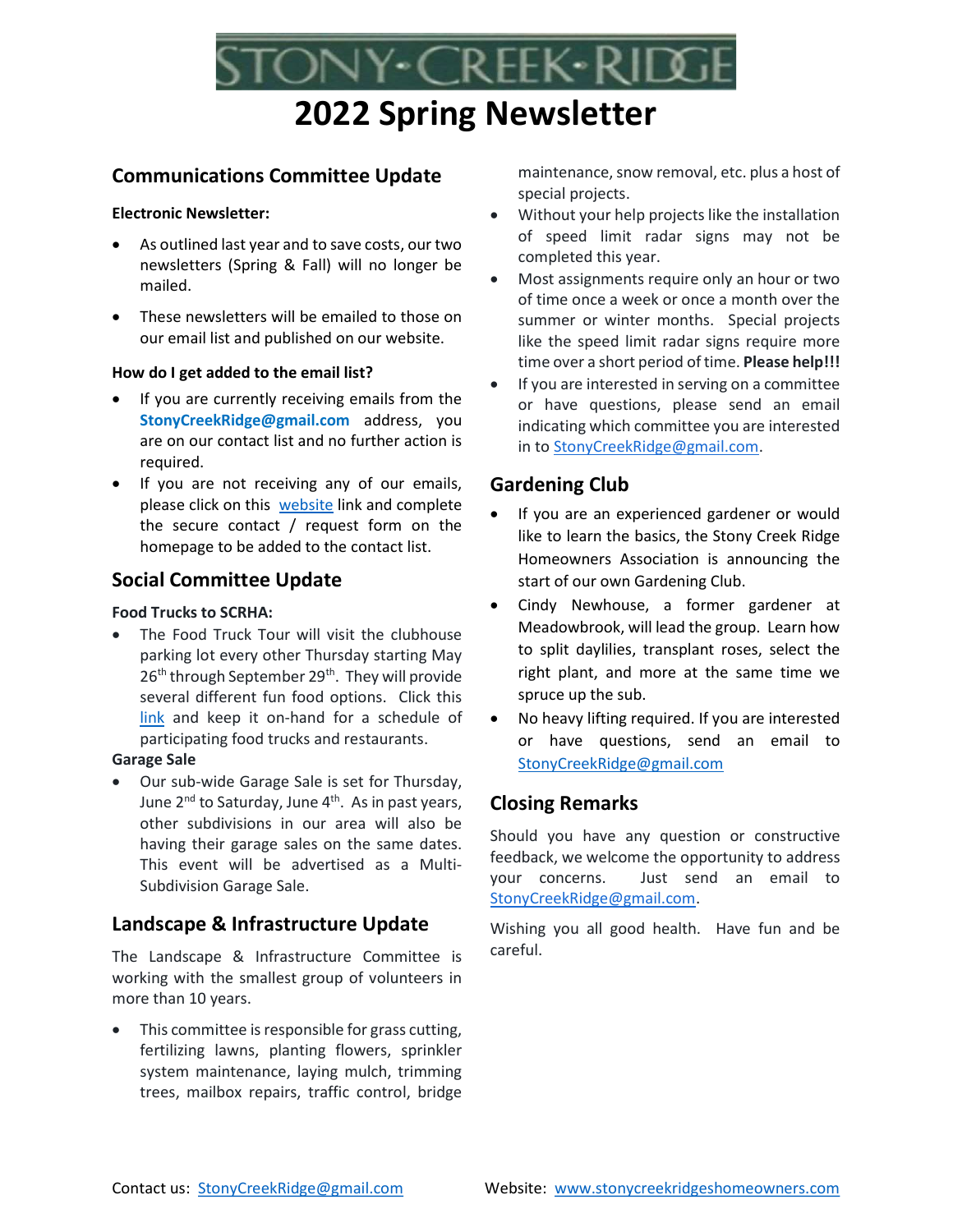# STONY·CREEK·RIDGE

# 2022 Spring Newsletter

## Communications Committee Update

**Electronic Newsletter:**

- As outlined last year and to save costs, our two newsletters (Spring & Fall) will no longer be mailed.
- These newsletters will be emailed to those on our email list and published on our website.

**How do I get added to the email list?**

- If you are currently receiving emails from the **StonyCreekRidge@gmail.com** address, you are on our contact list and no further action is required.
- If you are not receiving any of our emails, please click on this website link and complete the secure contact / request form on the homepage to be added to the contact list.

## Social Committee Update

**Food Trucks to SCRHA:**

- The Food Truck Tour will visit the clubhouse parking lot every other Thursday starting May 26th through September 29th. They will provide several different fun food options. Click this link and keep it on-hand for a schedule of participating food trucks and restaurants.

**Garage Sale**

- Our sub-wide Garage Sale is set for Thursday, June 2nd to Saturday, June 4th. As in past years, other subdivisions in our area will also be having their garage sales on the same dates. This event will be advertised as a Multi-Subdivision Garage Sale.

## Landscape & Infrastructure Update

The Landscape & Infrastructure Committee is working with the smallest group of volunteers in more than 10 years.

- This committee is responsible for grass cutting, fertilizing lawns, planting flowers, sprinkler system maintenance, laying mulch, trimming trees, mailbox repairs, traffic control, bridge maintenance, snow removal, etc. plus a host of special projects.
- Without your help projects like the installation of speed limit radar signs may not be completed this year.
- Most assignments require only an hour or two of time once a week or once a month over the summer or winter months. Special projects like the speed limit radar signs require more time over a short period of time. **Please help!!!**
- If you are interested in serving on a committee or have questions, please send an email indicating which committee you are interested in to StonyCreekRidge@gmail.com.

## Gardening Club

- If you are an experienced gardener or would like to learn the basics, the Stony Creek Ridge Homeowners Association is announcing the start of our own Gardening Club.
- Cindy Newhouse, a former gardener at Meadowbrook, will lead the group. Learn how to split daylilies, transplant roses, select the right plant, and more at the same time we spruce up the sub.
- No heavy lifting required. If you are interested or have questions, send an email to StonyCreekRidge@gmail.com

## Closing Remarks

Should you have any question or constructive feedback, we welcome the opportunity to address your concerns. Just send an email to StonyCreekRidge@gmail.com.

Wishing you all good health. Have fun and be careful.

Contact us: StonyCreekRidge@gmail.com

Website: www.stonycreekridgeshomeowners.com